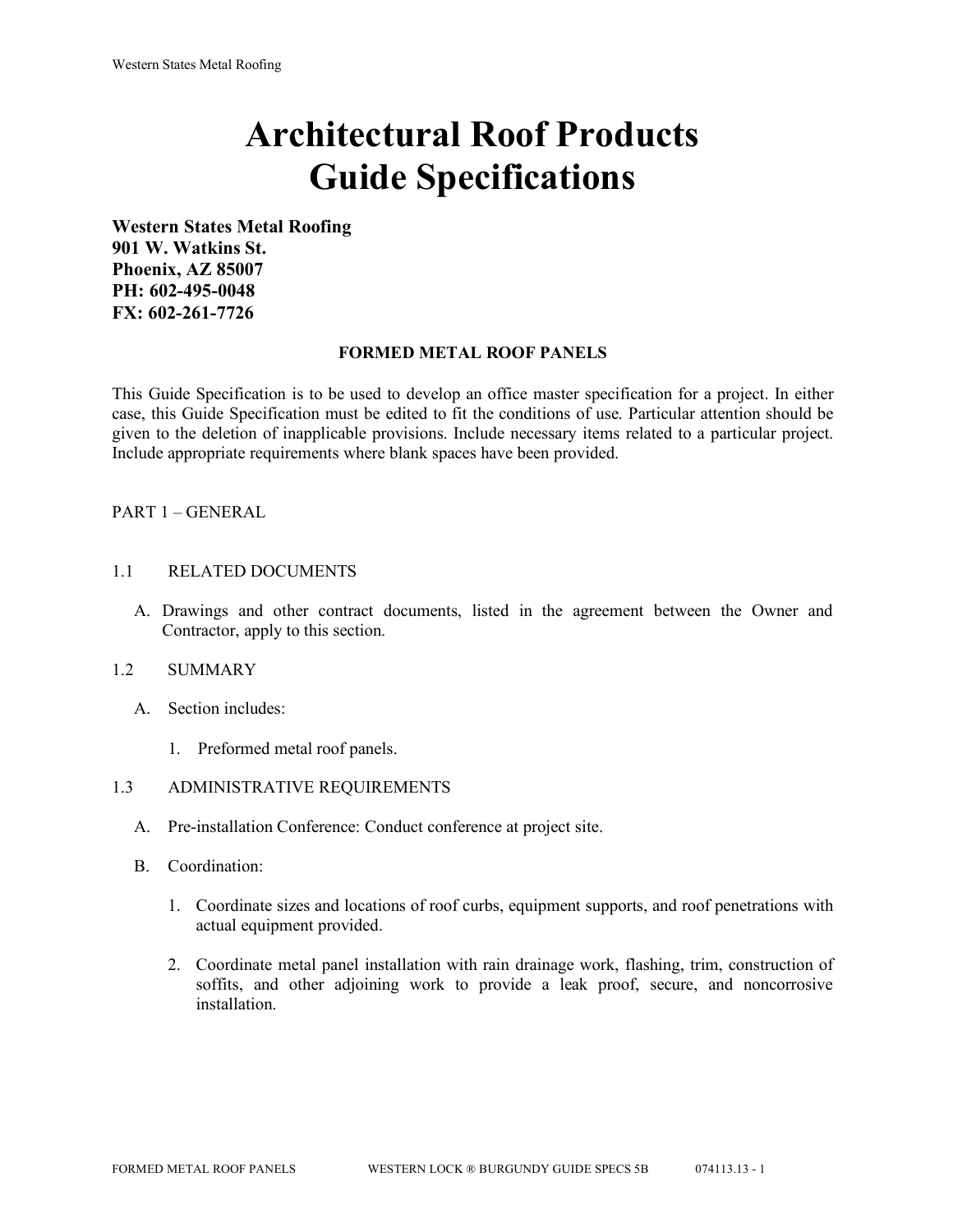# Architectural Roof Products
# Guide Specifications

**Western States Metal Roofing**
**901 W. Watkins St.**
**Phoenix, AZ 85007**
**PH: 602-495-0048**
**FX: 602-261-7726**

**FORMED METAL ROOF PANELS**

This Guide Specification is to be used to develop an office master specification for a project. In either case, this Guide Specification must be edited to fit the conditions of use. Particular attention should be given to the deletion of inapplicable provisions. Include necessary items related to a particular project. Include appropriate requirements where blank spaces have been provided.

PART 1 – GENERAL

1.1 RELATED DOCUMENTS

A. Drawings and other contract documents, listed in the agreement between the Owner and Contractor, apply to this section.

1.2 SUMMARY

A. Section includes:

1. Preformed metal roof panels.

1.3 ADMINISTRATIVE REQUIREMENTS

A. Pre-installation Conference: Conduct conference at project site.

B. Coordination:

1. Coordinate sizes and locations of roof curbs, equipment supports, and roof penetrations with actual equipment provided.

2. Coordinate metal panel installation with rain drainage work, flashing, trim, construction of soffits, and other adjoining work to provide a leak proof, secure, and noncorrosive installation.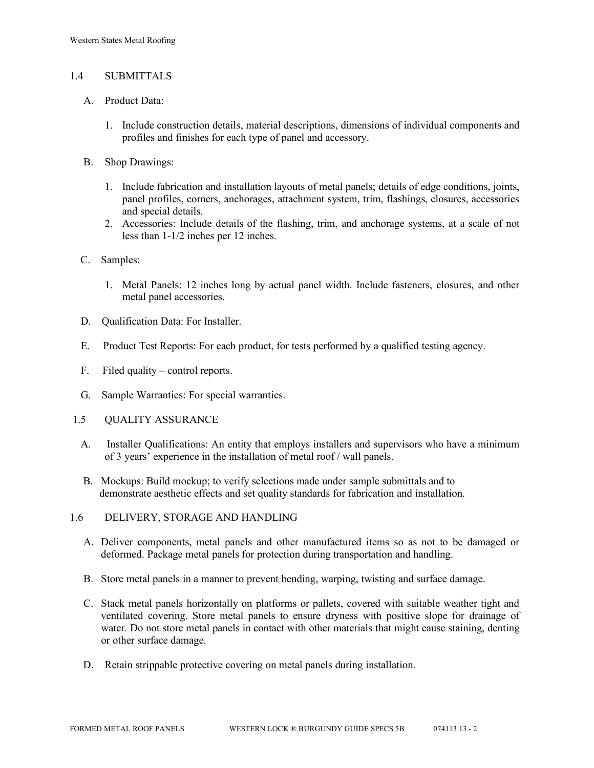## 1.4 SUBMITTALS

A. Product Data:

1. Include construction details, material descriptions, dimensions of individual components and profiles and finishes for each type of panel and accessory.

B. Shop Drawings:

1. Include fabrication and installation layouts of metal panels; details of edge conditions, joints, panel profiles, corners, anchorages, attachment system, trim, flashings, closures, accessories and special details.
2. Accessories: Include details of the flashing, trim, and anchorage systems, at a scale of not less than 1-1/2 inches per 12 inches.

C. Samples:

1. Metal Panels: 12 inches long by actual panel width. Include fasteners, closures, and other metal panel accessories.

D. Qualification Data: For Installer.

E. Product Test Reports: For each product, for tests performed by a qualified testing agency.

F. Filed quality – control reports.

G. Sample Warranties: For special warranties.

## 1.5 QUALITY ASSURANCE

A. Installer Qualifications: An entity that employs installers and supervisors who have a minimum of 3 years' experience in the installation of metal roof / wall panels.

B. Mockups: Build mockup; to verify selections made under sample submittals and to demonstrate aesthetic effects and set quality standards for fabrication and installation.

## 1.6 DELIVERY, STORAGE AND HANDLING

A. Deliver components, metal panels and other manufactured items so as not to be damaged or deformed. Package metal panels for protection during transportation and handling.

B. Store metal panels in a manner to prevent bending, warping, twisting and surface damage.

C. Stack metal panels horizontally on platforms or pallets, covered with suitable weather tight and ventilated covering. Store metal panels to ensure dryness with positive slope for drainage of water. Do not store metal panels in contact with other materials that might cause staining, denting or other surface damage.

D. Retain strippable protective covering on metal panels during installation.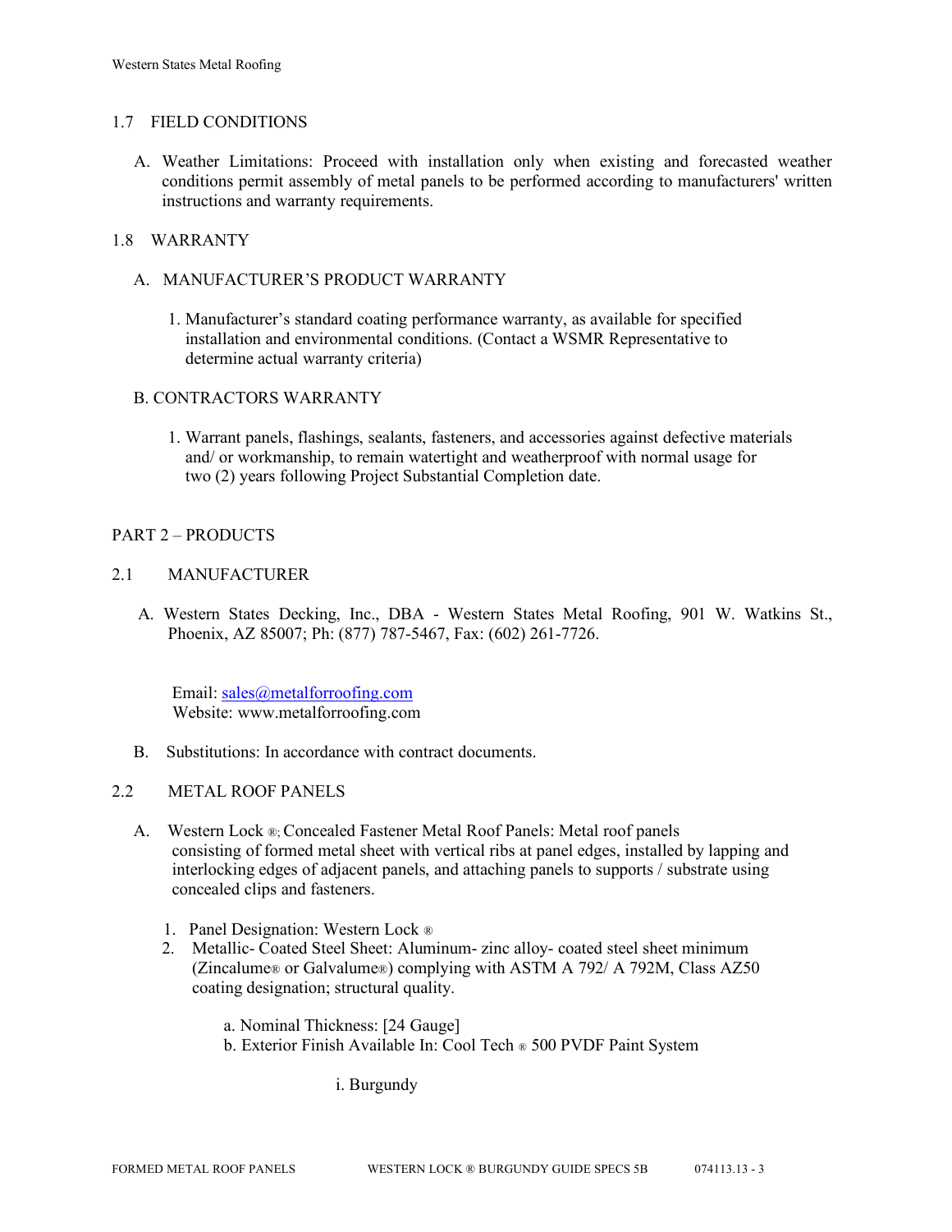## 1.7 FIELD CONDITIONS

A. Weather Limitations: Proceed with installation only when existing and forecasted weather conditions permit assembly of metal panels to be performed according to manufacturers' written instructions and warranty requirements.

## 1.8 WARRANTY

A. MANUFACTURER'S PRODUCT WARRANTY

1. Manufacturer's standard coating performance warranty, as available for specified installation and environmental conditions. (Contact a WSMR Representative to determine actual warranty criteria)

B. CONTRACTORS WARRANTY

1. Warrant panels, flashings, sealants, fasteners, and accessories against defective materials and/ or workmanship, to remain watertight and weatherproof with normal usage for two (2) years following Project Substantial Completion date.

# PART 2 – PRODUCTS

## 2.1 MANUFACTURER

A. Western States Decking, Inc., DBA - Western States Metal Roofing, 901 W. Watkins St., Phoenix, AZ 85007; Ph: (877) 787-5467, Fax: (602) 261-7726.

Email: sales@metalforroofing.com
Website: www.metalforroofing.com

B. Substitutions: In accordance with contract documents.

## 2.2 METAL ROOF PANELS

A. Western Lock ®; Concealed Fastener Metal Roof Panels: Metal roof panels consisting of formed metal sheet with vertical ribs at panel edges, installed by lapping and interlocking edges of adjacent panels, and attaching panels to supports / substrate using concealed clips and fasteners.

1. Panel Designation: Western Lock ®
2. Metallic- Coated Steel Sheet: Aluminum- zinc alloy- coated steel sheet minimum (Zincalume® or Galvalume®) complying with ASTM A 792/ A 792M, Class AZ50 coating designation; structural quality.

    a. Nominal Thickness: [24 Gauge]
    b. Exterior Finish Available In: Cool Tech ® 500 PVDF Paint System

        i. Burgundy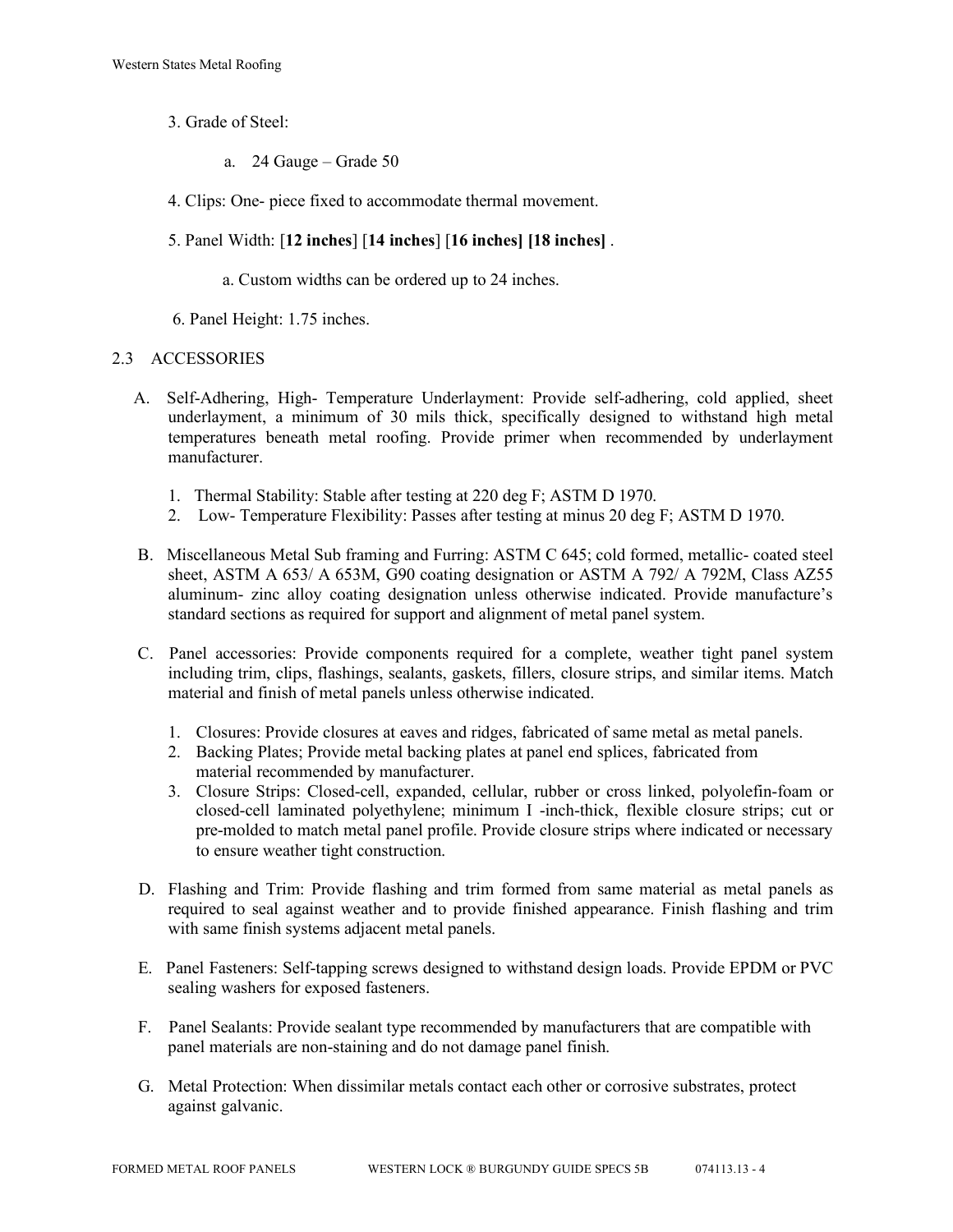3. Grade of Steel:

   a. 24 Gauge – Grade 50

4. Clips: One- piece fixed to accommodate thermal movement.

5. Panel Width: [**12 inches**] [**14 inches**] [**16 inches] [18 inches]** .

   a. Custom widths can be ordered up to 24 inches.

6. Panel Height: 1.75 inches.

## 2.3 ACCESSORIES

A. Self-Adhering, High- Temperature Underlayment: Provide self-adhering, cold applied, sheet underlayment, a minimum of 30 mils thick, specifically designed to withstand high metal temperatures beneath metal roofing. Provide primer when recommended by underlayment manufacturer.

   1. Thermal Stability: Stable after testing at 220 deg F; ASTM D 1970.
   2. Low- Temperature Flexibility: Passes after testing at minus 20 deg F; ASTM D 1970.

B. Miscellaneous Metal Sub framing and Furring: ASTM C 645; cold formed, metallic- coated steel sheet, ASTM A 653/ A 653M, G90 coating designation or ASTM A 792/ A 792M, Class AZ55 aluminum- zinc alloy coating designation unless otherwise indicated. Provide manufacture's standard sections as required for support and alignment of metal panel system.

C. Panel accessories: Provide components required for a complete, weather tight panel system including trim, clips, flashings, sealants, gaskets, fillers, closure strips, and similar items. Match material and finish of metal panels unless otherwise indicated.

   1. Closures: Provide closures at eaves and ridges, fabricated of same metal as metal panels.
   2. Backing Plates; Provide metal backing plates at panel end splices, fabricated from material recommended by manufacturer.
   3. Closure Strips: Closed-cell, expanded, cellular, rubber or cross linked, polyolefin-foam or closed-cell laminated polyethylene; minimum I -inch-thick, flexible closure strips; cut or pre-molded to match metal panel profile. Provide closure strips where indicated or necessary to ensure weather tight construction.

D. Flashing and Trim: Provide flashing and trim formed from same material as metal panels as required to seal against weather and to provide finished appearance. Finish flashing and trim with same finish systems adjacent metal panels.

E. Panel Fasteners: Self-tapping screws designed to withstand design loads. Provide EPDM or PVC sealing washers for exposed fasteners.

F. Panel Sealants: Provide sealant type recommended by manufacturers that are compatible with panel materials are non-staining and do not damage panel finish.

G. Metal Protection: When dissimilar metals contact each other or corrosive substrates, protect against galvanic.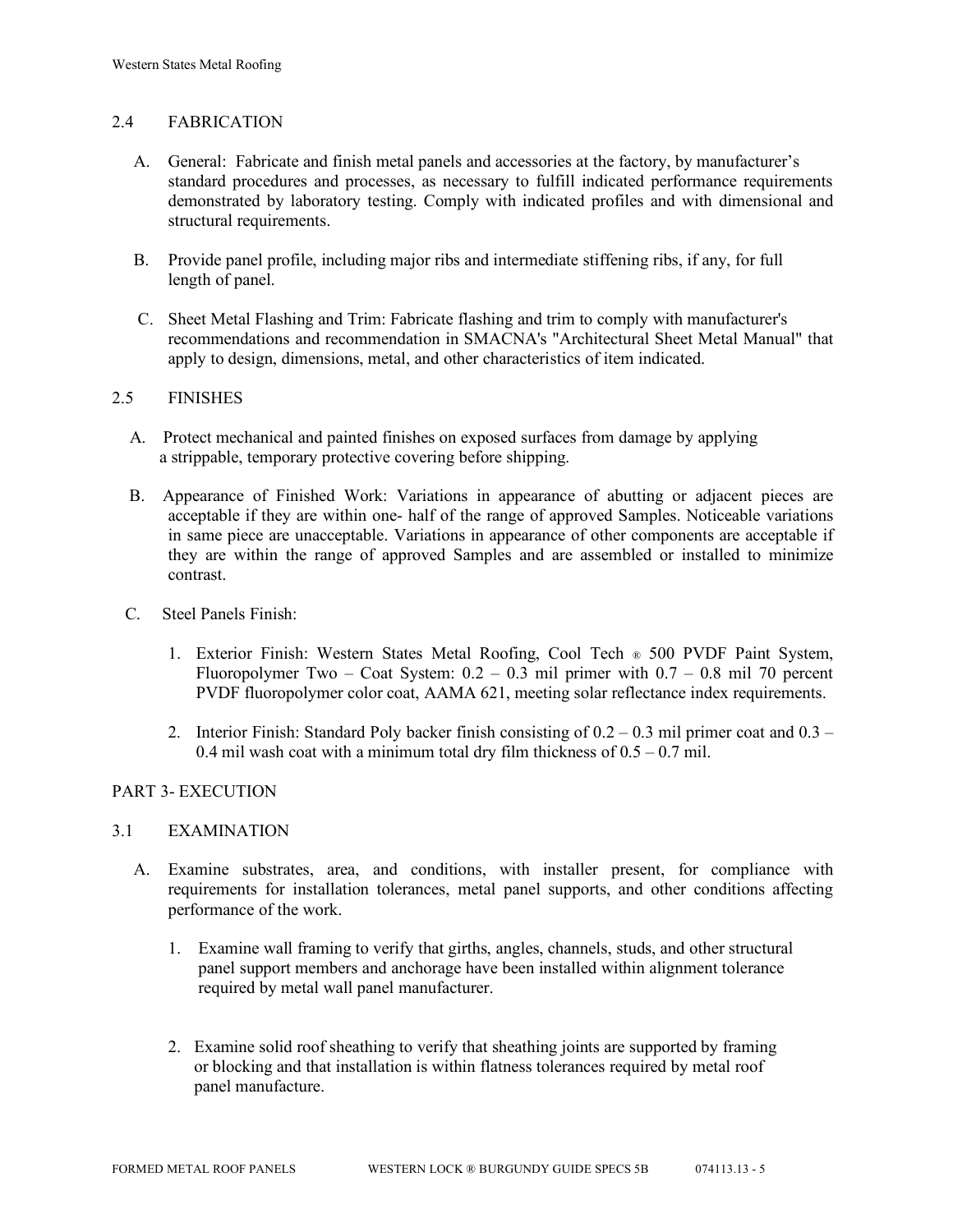## 2.4 FABRICATION

A. General: Fabricate and finish metal panels and accessories at the factory, by manufacturer's standard procedures and processes, as necessary to fulfill indicated performance requirements demonstrated by laboratory testing. Comply with indicated profiles and with dimensional and structural requirements.

B. Provide panel profile, including major ribs and intermediate stiffening ribs, if any, for full length of panel.

C. Sheet Metal Flashing and Trim: Fabricate flashing and trim to comply with manufacturer's recommendations and recommendation in SMACNA's "Architectural Sheet Metal Manual" that apply to design, dimensions, metal, and other characteristics of item indicated.

## 2.5 FINISHES

A. Protect mechanical and painted finishes on exposed surfaces from damage by applying a strippable, temporary protective covering before shipping.

B. Appearance of Finished Work: Variations in appearance of abutting or adjacent pieces are acceptable if they are within one- half of the range of approved Samples. Noticeable variations in same piece are unacceptable. Variations in appearance of other components are acceptable if they are within the range of approved Samples and are assembled or installed to minimize contrast.

C. Steel Panels Finish:

1. Exterior Finish: Western States Metal Roofing, Cool Tech ® 500 PVDF Paint System, Fluoropolymer Two – Coat System: 0.2 – 0.3 mil primer with 0.7 – 0.8 mil 70 percent PVDF fluoropolymer color coat, AAMA 621, meeting solar reflectance index requirements.

2. Interior Finish: Standard Poly backer finish consisting of 0.2 – 0.3 mil primer coat and 0.3 – 0.4 mil wash coat with a minimum total dry film thickness of 0.5 – 0.7 mil.

# PART 3- EXECUTION

## 3.1 EXAMINATION

A. Examine substrates, area, and conditions, with installer present, for compliance with requirements for installation tolerances, metal panel supports, and other conditions affecting performance of the work.

1. Examine wall framing to verify that girths, angles, channels, studs, and other structural panel support members and anchorage have been installed within alignment tolerance required by metal wall panel manufacturer.

2. Examine solid roof sheathing to verify that sheathing joints are supported by framing or blocking and that installation is within flatness tolerances required by metal roof panel manufacture.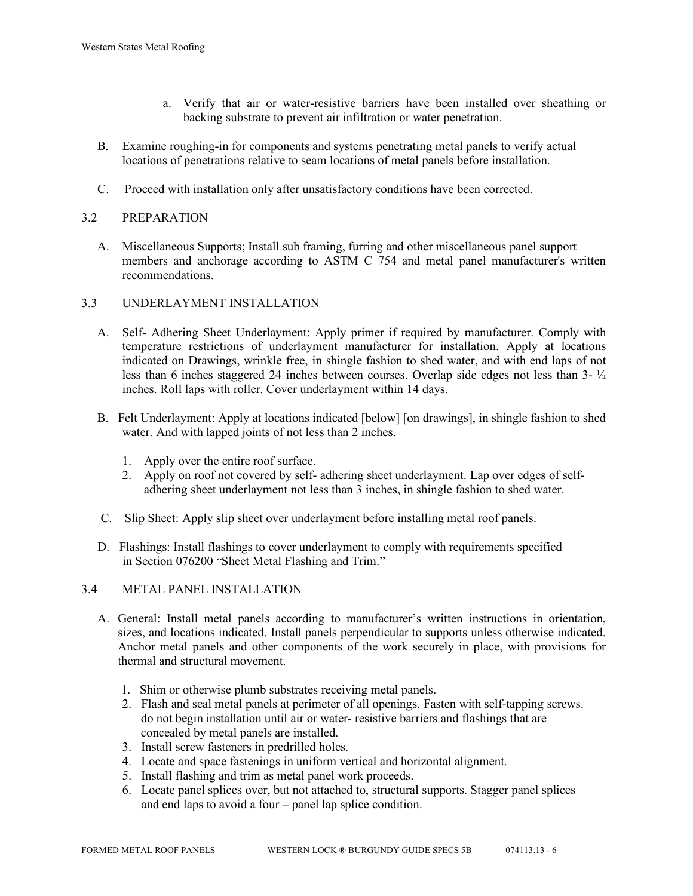a. Verify that air or water-resistive barriers have been installed over sheathing or backing substrate to prevent air infiltration or water penetration.

B. Examine roughing-in for components and systems penetrating metal panels to verify actual locations of penetrations relative to seam locations of metal panels before installation.

C. Proceed with installation only after unsatisfactory conditions have been corrected.

## 3.2 PREPARATION

A. Miscellaneous Supports; Install sub framing, furring and other miscellaneous panel support members and anchorage according to ASTM C 754 and metal panel manufacturer's written recommendations.

## 3.3 UNDERLAYMENT INSTALLATION

A. Self- Adhering Sheet Underlayment: Apply primer if required by manufacturer. Comply with temperature restrictions of underlayment manufacturer for installation. Apply at locations indicated on Drawings, wrinkle free, in shingle fashion to shed water, and with end laps of not less than 6 inches staggered 24 inches between courses. Overlap side edges not less than 3- ½ inches. Roll laps with roller. Cover underlayment within 14 days.

B. Felt Underlayment: Apply at locations indicated [below] [on drawings], in shingle fashion to shed water. And with lapped joints of not less than 2 inches.

1. Apply over the entire roof surface.
2. Apply on roof not covered by self- adhering sheet underlayment. Lap over edges of self-adhering sheet underlayment not less than 3 inches, in shingle fashion to shed water.

C. Slip Sheet: Apply slip sheet over underlayment before installing metal roof panels.

D. Flashings: Install flashings to cover underlayment to comply with requirements specified in Section 076200 "Sheet Metal Flashing and Trim."

## 3.4 METAL PANEL INSTALLATION

A. General: Install metal panels according to manufacturer's written instructions in orientation, sizes, and locations indicated. Install panels perpendicular to supports unless otherwise indicated. Anchor metal panels and other components of the work securely in place, with provisions for thermal and structural movement.

1. Shim or otherwise plumb substrates receiving metal panels.
2. Flash and seal metal panels at perimeter of all openings. Fasten with self-tapping screws. do not begin installation until air or water- resistive barriers and flashings that are concealed by metal panels are installed.
3. Install screw fasteners in predrilled holes.
4. Locate and space fastenings in uniform vertical and horizontal alignment.
5. Install flashing and trim as metal panel work proceeds.
6. Locate panel splices over, but not attached to, structural supports. Stagger panel splices and end laps to avoid a four – panel lap splice condition.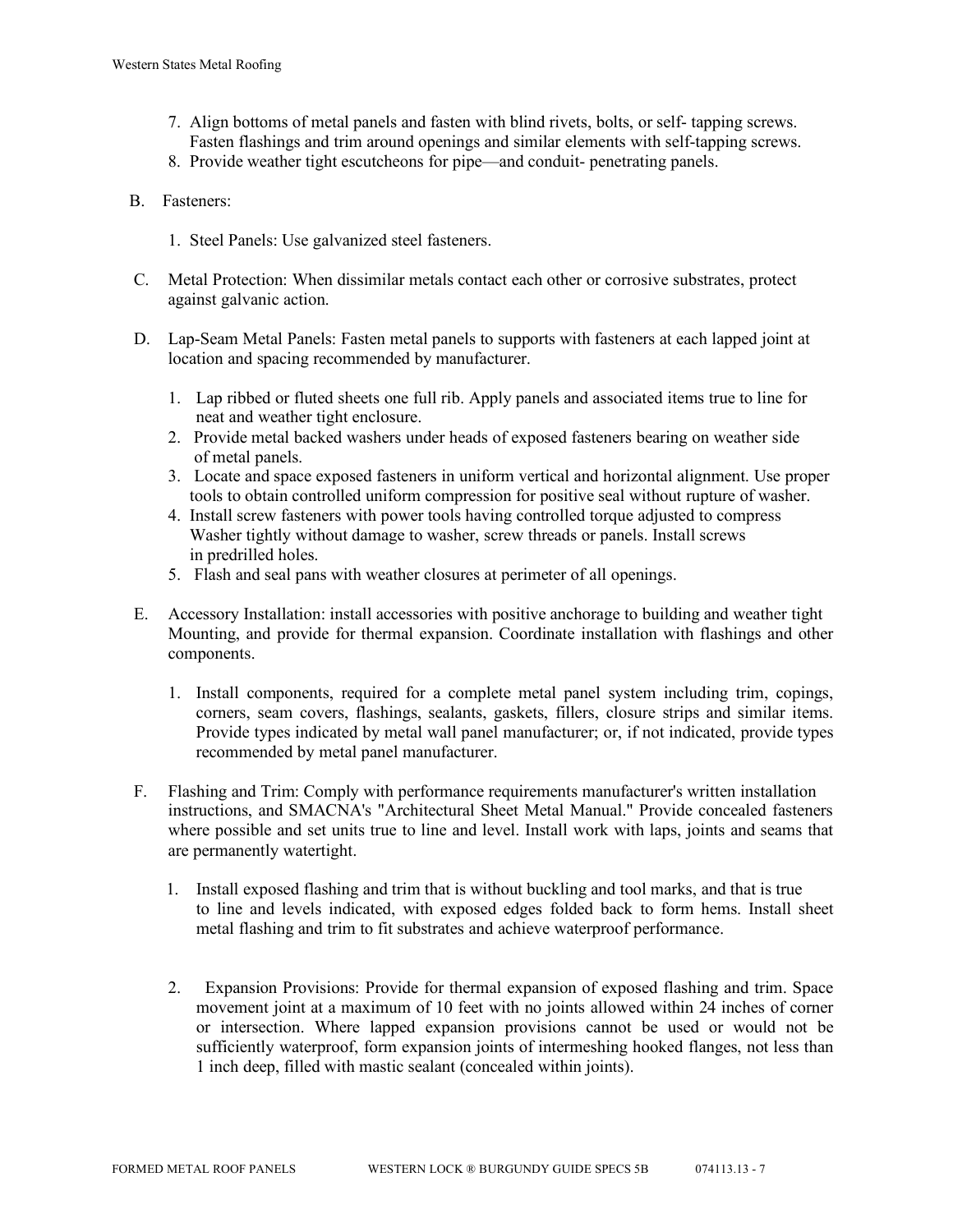7. Align bottoms of metal panels and fasten with blind rivets, bolts, or self- tapping screws. Fasten flashings and trim around openings and similar elements with self-tapping screws.
8. Provide weather tight escutcheons for pipe—and conduit- penetrating panels.

B. Fasteners:

1. Steel Panels: Use galvanized steel fasteners.

C. Metal Protection: When dissimilar metals contact each other or corrosive substrates, protect against galvanic action.

D. Lap-Seam Metal Panels: Fasten metal panels to supports with fasteners at each lapped joint at location and spacing recommended by manufacturer.

1. Lap ribbed or fluted sheets one full rib. Apply panels and associated items true to line for neat and weather tight enclosure.
2. Provide metal backed washers under heads of exposed fasteners bearing on weather side of metal panels.
3. Locate and space exposed fasteners in uniform vertical and horizontal alignment. Use proper tools to obtain controlled uniform compression for positive seal without rupture of washer.
4. Install screw fasteners with power tools having controlled torque adjusted to compress Washer tightly without damage to washer, screw threads or panels. Install screws in predrilled holes.
5. Flash and seal pans with weather closures at perimeter of all openings.

E. Accessory Installation: install accessories with positive anchorage to building and weather tight Mounting, and provide for thermal expansion. Coordinate installation with flashings and other components.

1. Install components, required for a complete metal panel system including trim, copings, corners, seam covers, flashings, sealants, gaskets, fillers, closure strips and similar items. Provide types indicated by metal wall panel manufacturer; or, if not indicated, provide types recommended by metal panel manufacturer.

F. Flashing and Trim: Comply with performance requirements manufacturer's written installation instructions, and SMACNA's "Architectural Sheet Metal Manual." Provide concealed fasteners where possible and set units true to line and level. Install work with laps, joints and seams that are permanently watertight.

1. Install exposed flashing and trim that is without buckling and tool marks, and that is true to line and levels indicated, with exposed edges folded back to form hems. Install sheet metal flashing and trim to fit substrates and achieve waterproof performance.

2. Expansion Provisions: Provide for thermal expansion of exposed flashing and trim. Space movement joint at a maximum of 10 feet with no joints allowed within 24 inches of corner or intersection. Where lapped expansion provisions cannot be used or would not be sufficiently waterproof, form expansion joints of intermeshing hooked flanges, not less than 1 inch deep, filled with mastic sealant (concealed within joints).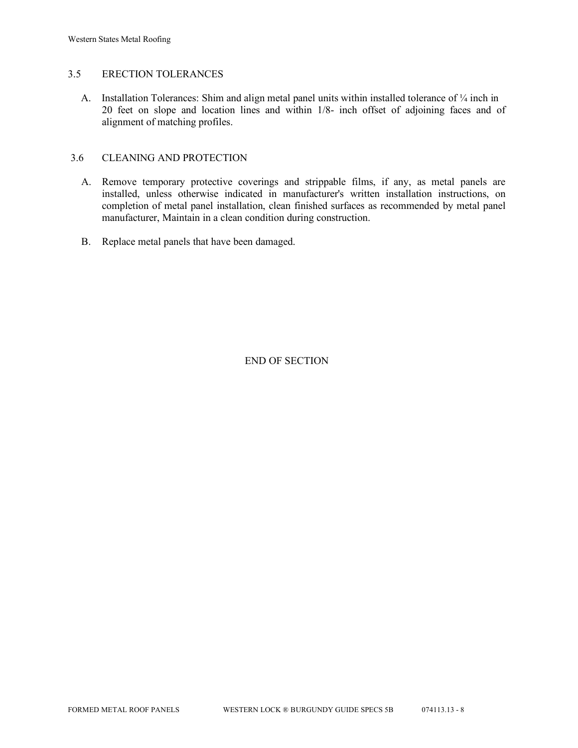## 3.5 ERECTION TOLERANCES

A. Installation Tolerances: Shim and align metal panel units within installed tolerance of ¼ inch in 20 feet on slope and location lines and within 1/8- inch offset of adjoining faces and of alignment of matching profiles.

## 3.6 CLEANING AND PROTECTION

A. Remove temporary protective coverings and strippable films, if any, as metal panels are installed, unless otherwise indicated in manufacturer's written installation instructions, on completion of metal panel installation, clean finished surfaces as recommended by metal panel manufacturer, Maintain in a clean condition during construction.

B. Replace metal panels that have been damaged.

END OF SECTION